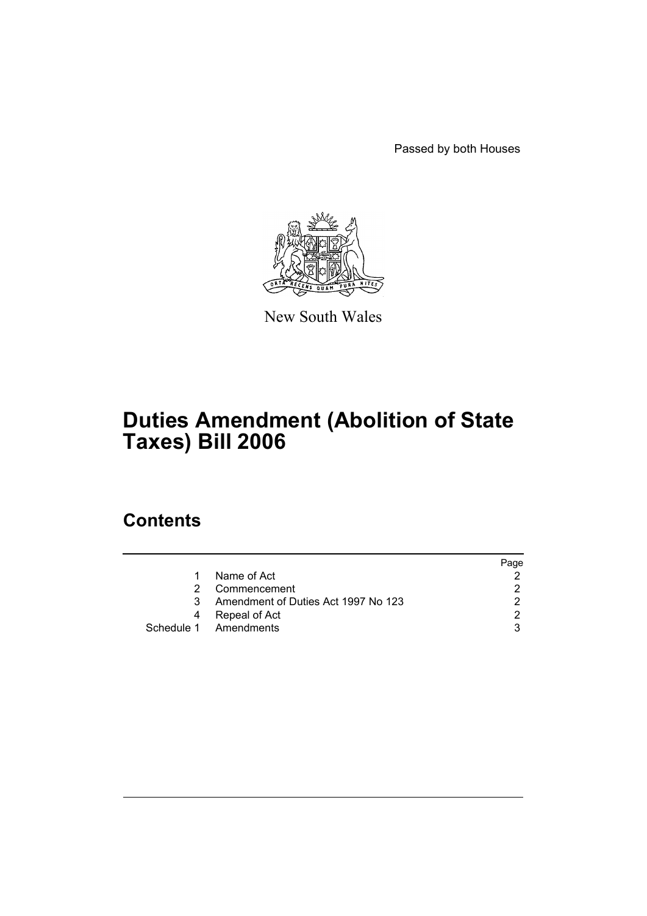Passed by both Houses

New South Wales

# Duties Amendment (Abolition of State Taxes) Bill 2006

## Contents

| | | Page |
|---|---|---|
| 1 | Name of Act | 2 |
| 2 | Commencement | 2 |
| 3 | Amendment of Duties Act 1997 No 123 | 2 |
| 4 | Repeal of Act | 2 |
| Schedule 1 | Amendments | 3 |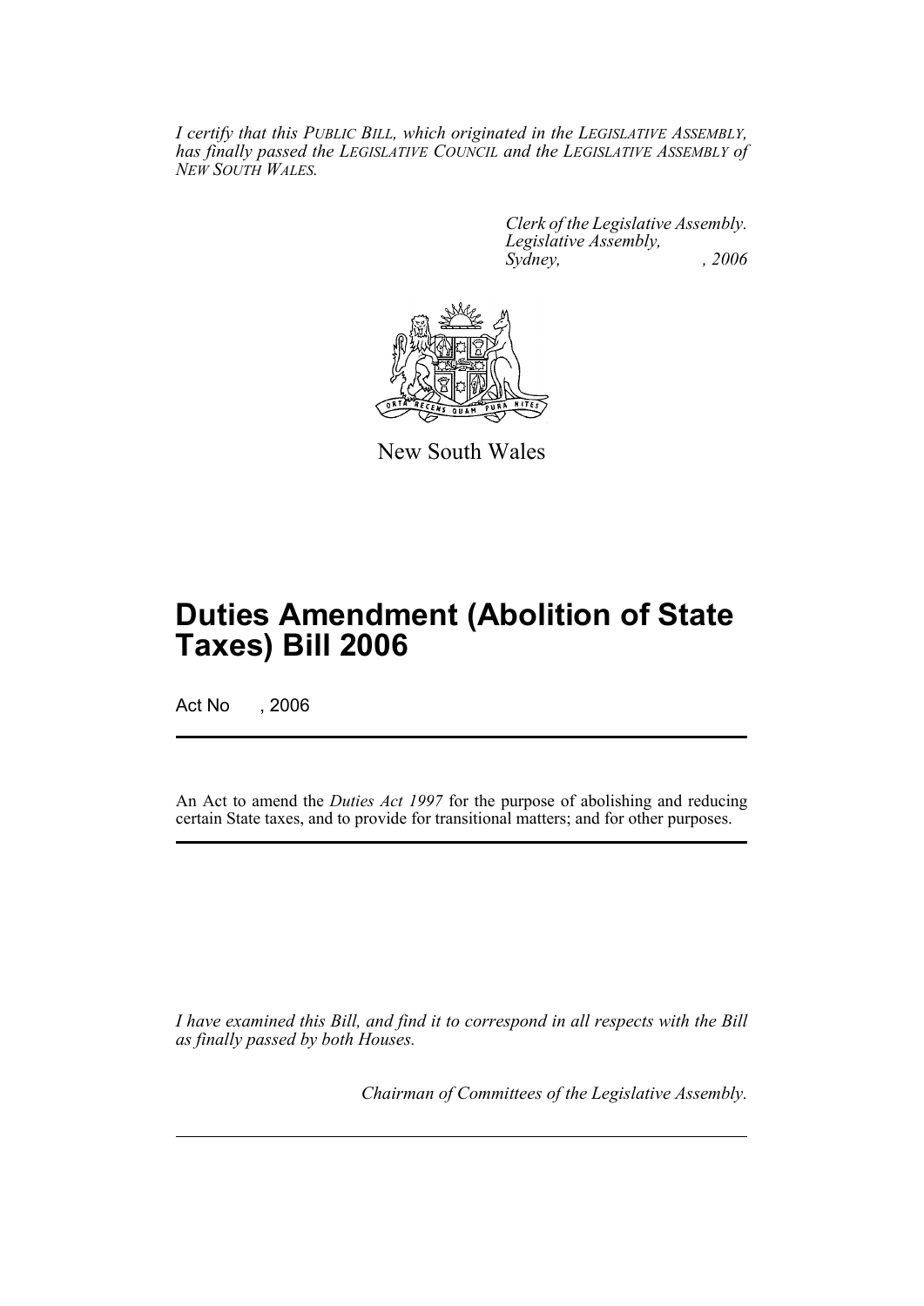*I certify that this PUBLIC BILL, which originated in the LEGISLATIVE ASSEMBLY, has finally passed the LEGISLATIVE COUNCIL and the LEGISLATIVE ASSEMBLY of NEW SOUTH WALES.*

*Clerk of the Legislative Assembly.*
*Legislative Assembly,*
*Sydney, , 2006*

New South Wales

# Duties Amendment (Abolition of State Taxes) Bill 2006

Act No , 2006

An Act to amend the *Duties Act 1997* for the purpose of abolishing and reducing certain State taxes, and to provide for transitional matters; and for other purposes.

*I have examined this Bill, and find it to correspond in all respects with the Bill as finally passed by both Houses.*

*Chairman of Committees of the Legislative Assembly.*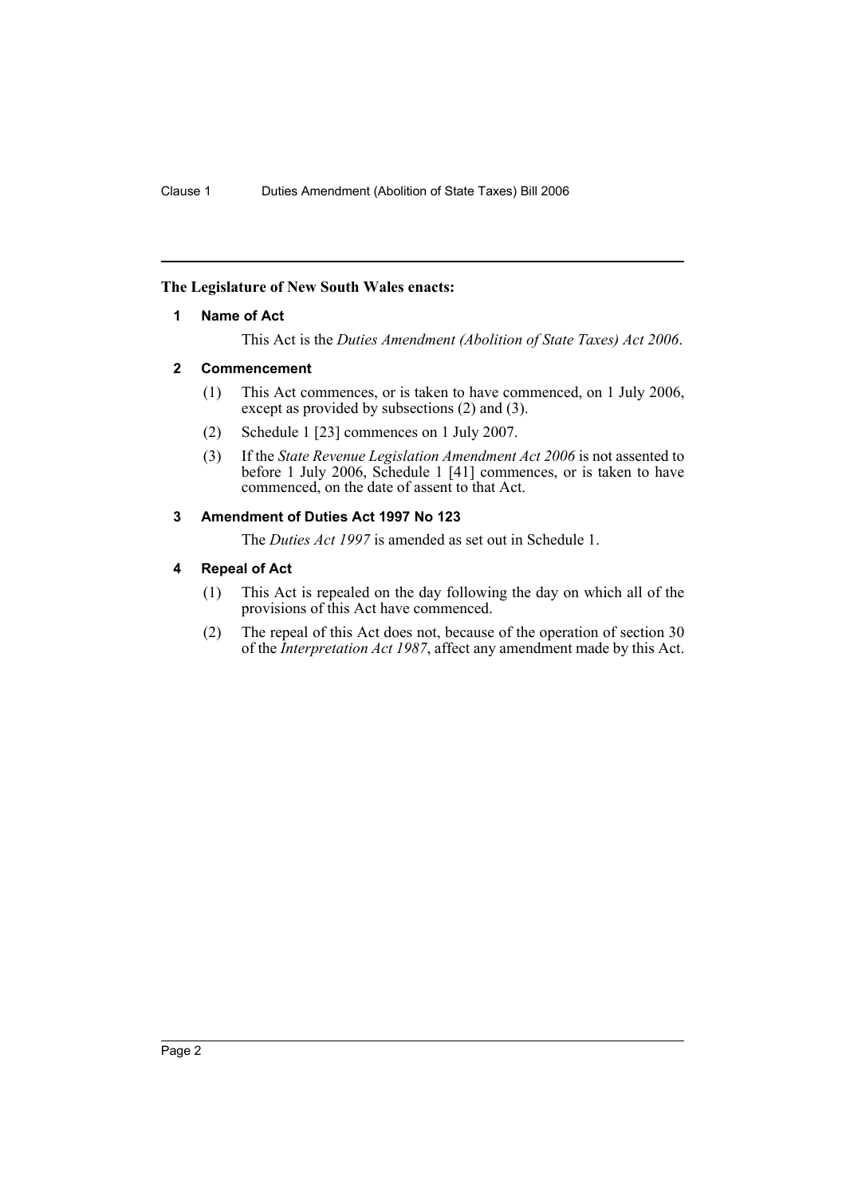**The Legislature of New South Wales enacts:**

### 1 Name of Act

This Act is the *Duties Amendment (Abolition of State Taxes) Act 2006*.

### 2 Commencement

(1) This Act commences, or is taken to have commenced, on 1 July 2006, except as provided by subsections (2) and (3).

(2) Schedule 1 [23] commences on 1 July 2007.

(3) If the *State Revenue Legislation Amendment Act 2006* is not assented to before 1 July 2006, Schedule 1 [41] commences, or is taken to have commenced, on the date of assent to that Act.

### 3 Amendment of Duties Act 1997 No 123

The *Duties Act 1997* is amended as set out in Schedule 1.

### 4 Repeal of Act

(1) This Act is repealed on the day following the day on which all of the provisions of this Act have commenced.

(2) The repeal of this Act does not, because of the operation of section 30 of the *Interpretation Act 1987*, affect any amendment made by this Act.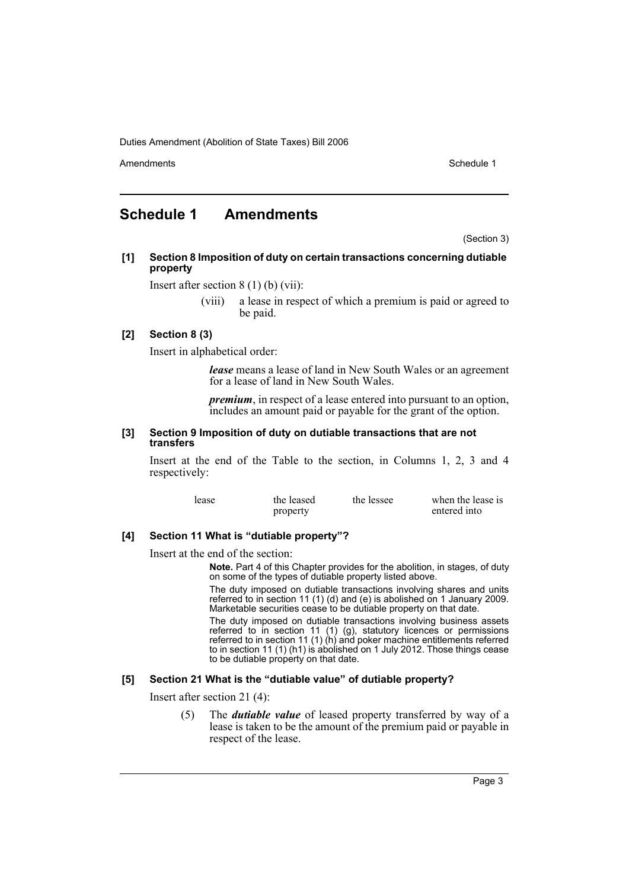# Schedule 1 Amendments

(Section 3)

**[1] Section 8 Imposition of duty on certain transactions concerning dutiable property**

Insert after section 8 (1) (b) (vii):

> (viii) a lease in respect of which a premium is paid or agreed to be paid.

**[2] Section 8 (3)**

Insert in alphabetical order:

> ***lease*** means a lease of land in New South Wales or an agreement for a lease of land in New South Wales.
>
> ***premium***, in respect of a lease entered into pursuant to an option, includes an amount paid or payable for the grant of the option.

**[3] Section 9 Imposition of duty on dutiable transactions that are not transfers**

Insert at the end of the Table to the section, in Columns 1, 2, 3 and 4 respectively:

| | | | |
|---|---|---|---|
| lease | the leased property | the lessee | when the lease is entered into |

**[4] Section 11 What is "dutiable property"?**

Insert at the end of the section:

> **Note.** Part 4 of this Chapter provides for the abolition, in stages, of duty on some of the types of dutiable property listed above.
>
> The duty imposed on dutiable transactions involving shares and units referred to in section 11 (1) (d) and (e) is abolished on 1 January 2009. Marketable securities cease to be dutiable property on that date.
>
> The duty imposed on dutiable transactions involving business assets referred to in section 11 (1) (g), statutory licences or permissions referred to in section 11 (1) (h) and poker machine entitlements referred to in section 11 (1) (h1) is abolished on 1 July 2012. Those things cease to be dutiable property on that date.

**[5] Section 21 What is the "dutiable value" of dutiable property?**

Insert after section 21 (4):

> (5) The ***dutiable value*** of leased property transferred by way of a lease is taken to be the amount of the premium paid or payable in respect of the lease.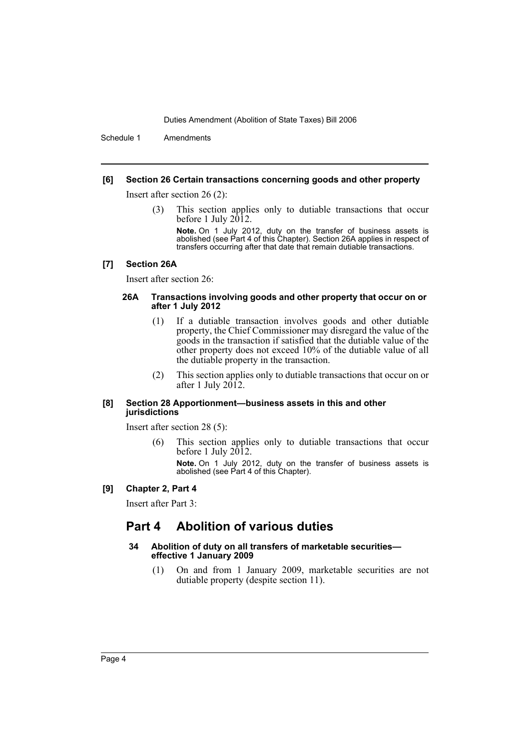**[6] Section 26 Certain transactions concerning goods and other property**

Insert after section 26 (2):

> (3) This section applies only to dutiable transactions that occur before 1 July 2012.
>
> **Note.** On 1 July 2012, duty on the transfer of business assets is abolished (see Part 4 of this Chapter). Section 26A applies in respect of transfers occurring after that date that remain dutiable transactions.

**[7] Section 26A**

Insert after section 26:

> **26A Transactions involving goods and other property that occur on or after 1 July 2012**
>
> (1) If a dutiable transaction involves goods and other dutiable property, the Chief Commissioner may disregard the value of the goods in the transaction if satisfied that the dutiable value of the other property does not exceed 10% of the dutiable value of all the dutiable property in the transaction.
>
> (2) This section applies only to dutiable transactions that occur on or after 1 July 2012.

**[8] Section 28 Apportionment—business assets in this and other jurisdictions**

Insert after section 28 (5):

> (6) This section applies only to dutiable transactions that occur before 1 July 2012.
>
> **Note.** On 1 July 2012, duty on the transfer of business assets is abolished (see Part 4 of this Chapter).

**[9] Chapter 2, Part 4**

Insert after Part 3:

## Part 4 Abolition of various duties

> **34 Abolition of duty on all transfers of marketable securities—effective 1 January 2009**
>
> (1) On and from 1 January 2009, marketable securities are not dutiable property (despite section 11).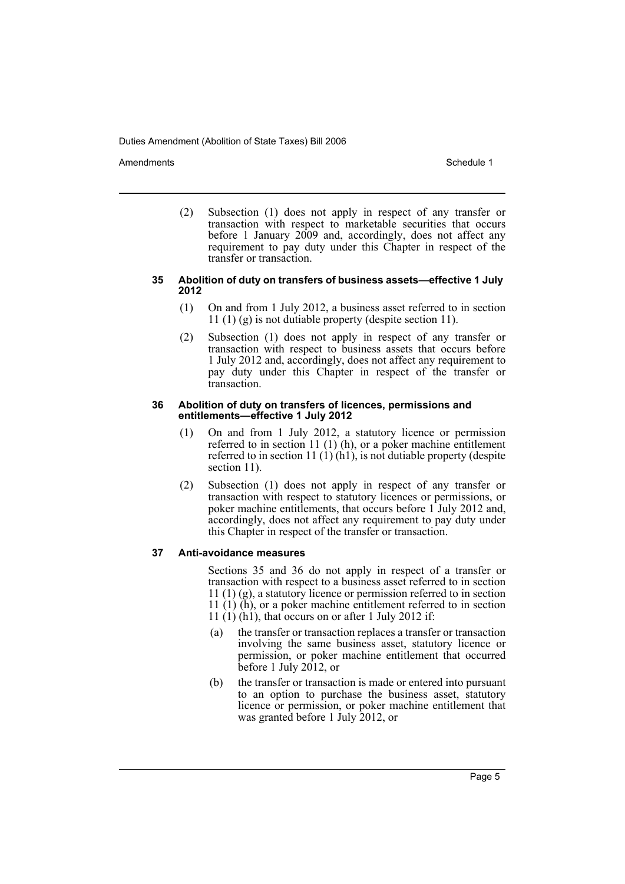(2) Subsection (1) does not apply in respect of any transfer or transaction with respect to marketable securities that occurs before 1 January 2009 and, accordingly, does not affect any requirement to pay duty under this Chapter in respect of the transfer or transaction.

#### 35 Abolition of duty on transfers of business assets—effective 1 July 2012

(1) On and from 1 July 2012, a business asset referred to in section 11 (1) (g) is not dutiable property (despite section 11).

(2) Subsection (1) does not apply in respect of any transfer or transaction with respect to business assets that occurs before 1 July 2012 and, accordingly, does not affect any requirement to pay duty under this Chapter in respect of the transfer or transaction.

#### 36 Abolition of duty on transfers of licences, permissions and entitlements—effective 1 July 2012

(1) On and from 1 July 2012, a statutory licence or permission referred to in section 11 (1) (h), or a poker machine entitlement referred to in section 11 (1) (h1), is not dutiable property (despite section 11).

(2) Subsection (1) does not apply in respect of any transfer or transaction with respect to statutory licences or permissions, or poker machine entitlements, that occurs before 1 July 2012 and, accordingly, does not affect any requirement to pay duty under this Chapter in respect of the transfer or transaction.

#### 37 Anti-avoidance measures

Sections 35 and 36 do not apply in respect of a transfer or transaction with respect to a business asset referred to in section 11 (1) (g), a statutory licence or permission referred to in section 11 (1) (h), or a poker machine entitlement referred to in section 11 (1) (h1), that occurs on or after 1 July 2012 if:

(a) the transfer or transaction replaces a transfer or transaction involving the same business asset, statutory licence or permission, or poker machine entitlement that occurred before 1 July 2012, or

(b) the transfer or transaction is made or entered into pursuant to an option to purchase the business asset, statutory licence or permission, or poker machine entitlement that was granted before 1 July 2012, or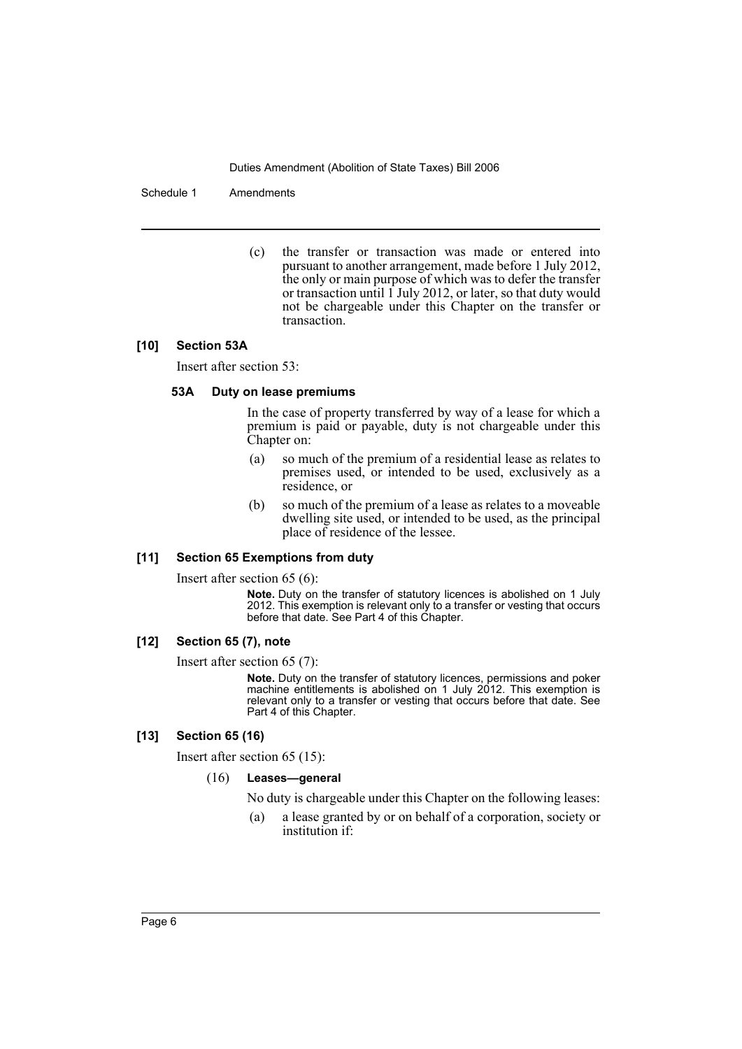(c) the transfer or transaction was made or entered into pursuant to another arrangement, made before 1 July 2012, the only or main purpose of which was to defer the transfer or transaction until 1 July 2012, or later, so that duty would not be chargeable under this Chapter on the transfer or transaction.

### [10] Section 53A

Insert after section 53:

#### 53A Duty on lease premiums

In the case of property transferred by way of a lease for which a premium is paid or payable, duty is not chargeable under this Chapter on:

(a) so much of the premium of a residential lease as relates to premises used, or intended to be used, exclusively as a residence, or

(b) so much of the premium of a lease as relates to a moveable dwelling site used, or intended to be used, as the principal place of residence of the lessee.

### [11] Section 65 Exemptions from duty

Insert after section 65 (6):

**Note.** Duty on the transfer of statutory licences is abolished on 1 July 2012. This exemption is relevant only to a transfer or vesting that occurs before that date. See Part 4 of this Chapter.

### [12] Section 65 (7), note

Insert after section 65 (7):

**Note.** Duty on the transfer of statutory licences, permissions and poker machine entitlements is abolished on 1 July 2012. This exemption is relevant only to a transfer or vesting that occurs before that date. See Part 4 of this Chapter.

### [13] Section 65 (16)

Insert after section 65 (15):

(16) **Leases—general**

No duty is chargeable under this Chapter on the following leases:

(a) a lease granted by or on behalf of a corporation, society or institution if: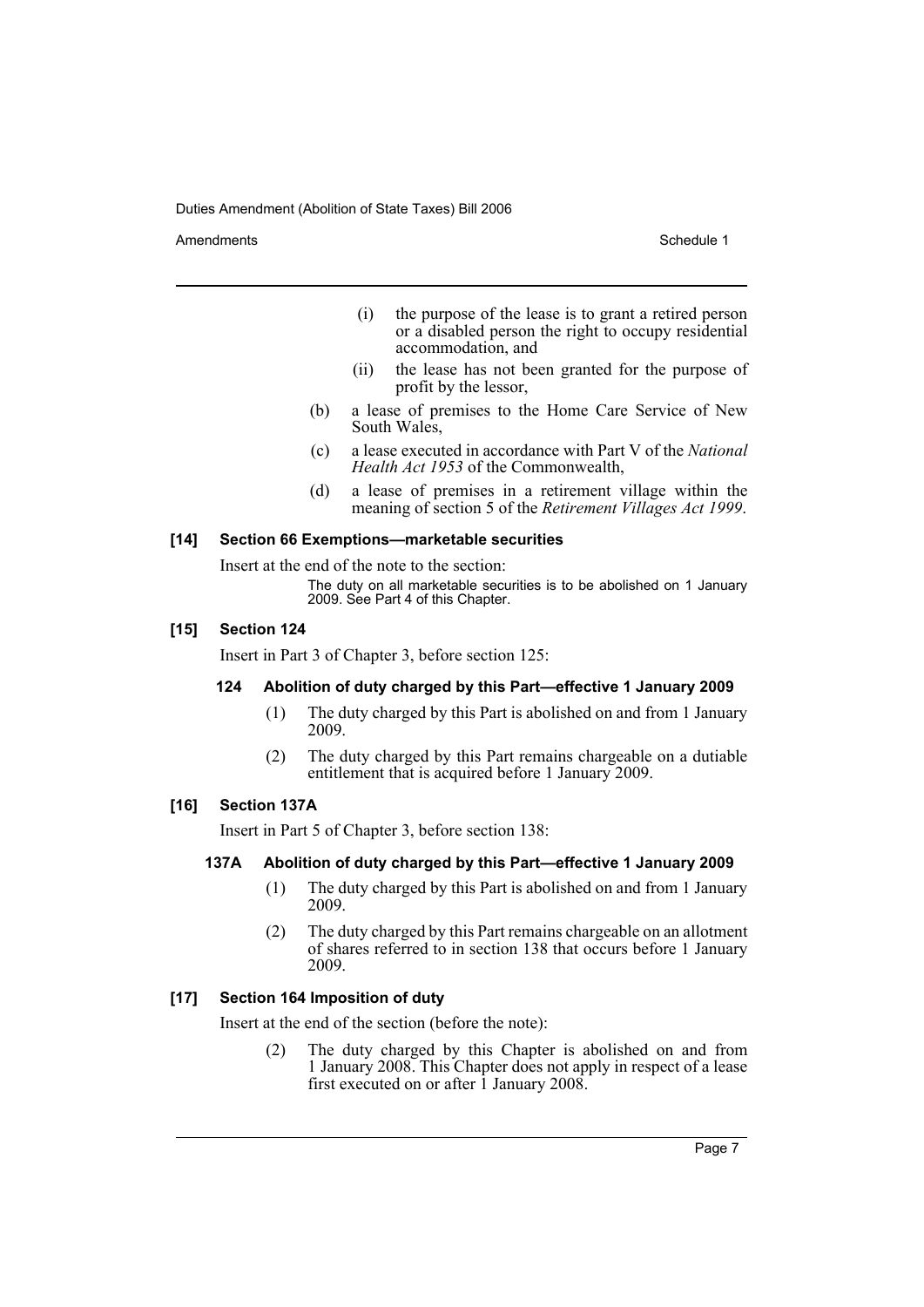(i) the purpose of the lease is to grant a retired person or a disabled person the right to occupy residential accommodation, and

(ii) the lease has not been granted for the purpose of profit by the lessor,

(b) a lease of premises to the Home Care Service of New South Wales,

(c) a lease executed in accordance with Part V of the *National Health Act 1953* of the Commonwealth,

(d) a lease of premises in a retirement village within the meaning of section 5 of the *Retirement Villages Act 1999*.

#### [14] Section 66 Exemptions—marketable securities

Insert at the end of the note to the section:

The duty on all marketable securities is to be abolished on 1 January 2009. See Part 4 of this Chapter.

#### [15] Section 124

Insert in Part 3 of Chapter 3, before section 125:

##### 124 Abolition of duty charged by this Part—effective 1 January 2009

(1) The duty charged by this Part is abolished on and from 1 January 2009.

(2) The duty charged by this Part remains chargeable on a dutiable entitlement that is acquired before 1 January 2009.

#### [16] Section 137A

Insert in Part 5 of Chapter 3, before section 138:

##### 137A Abolition of duty charged by this Part—effective 1 January 2009

(1) The duty charged by this Part is abolished on and from 1 January 2009.

(2) The duty charged by this Part remains chargeable on an allotment of shares referred to in section 138 that occurs before 1 January 2009.

#### [17] Section 164 Imposition of duty

Insert at the end of the section (before the note):

(2) The duty charged by this Chapter is abolished on and from 1 January 2008. This Chapter does not apply in respect of a lease first executed on or after 1 January 2008.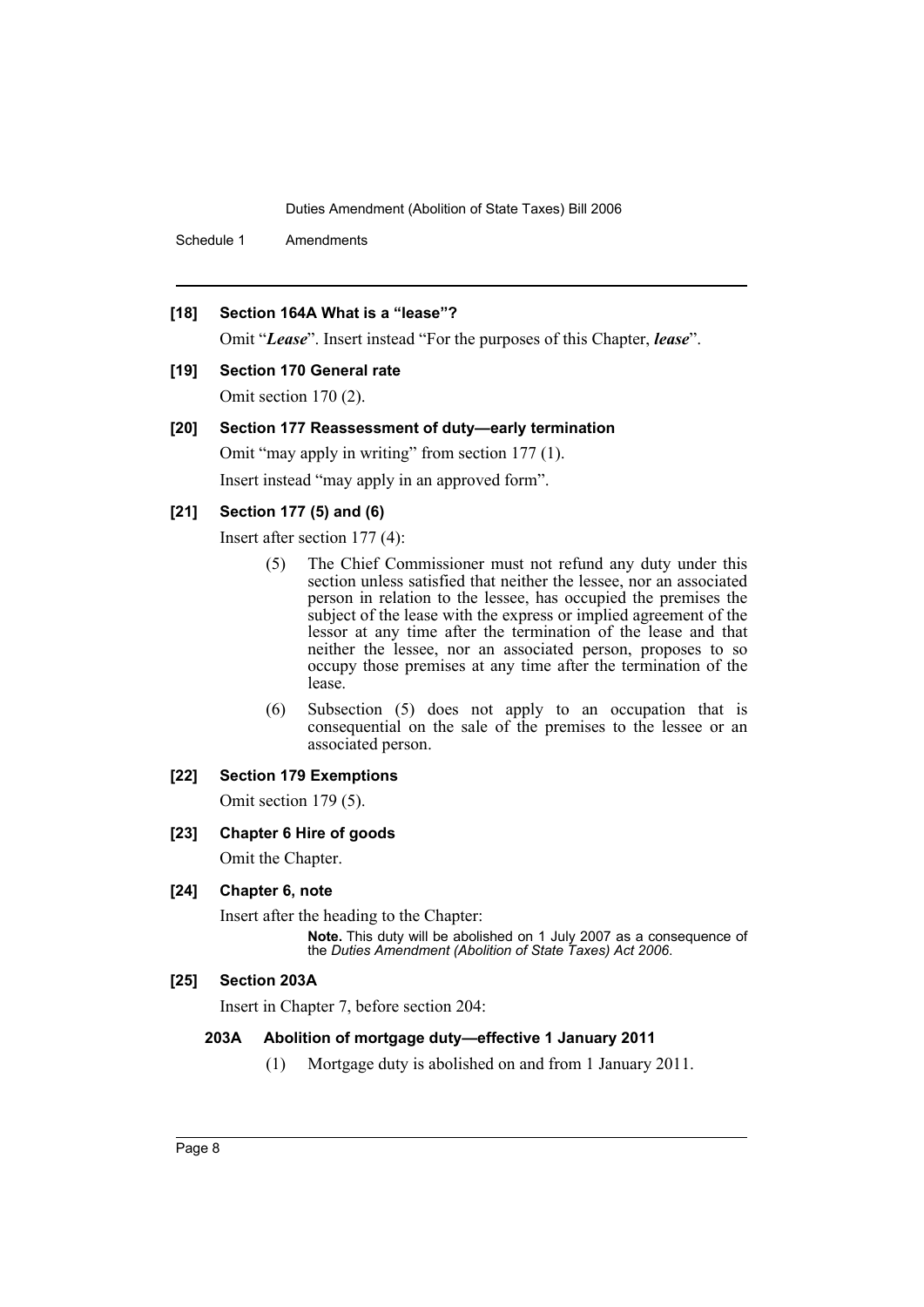**[18] Section 164A What is a "lease"?**

Omit "***Lease***". Insert instead "For the purposes of this Chapter, ***lease***".

**[19] Section 170 General rate**

Omit section 170 (2).

**[20] Section 177 Reassessment of duty—early termination**

Omit "may apply in writing" from section 177 (1).

Insert instead "may apply in an approved form".

**[21] Section 177 (5) and (6)**

Insert after section 177 (4):

> (5) The Chief Commissioner must not refund any duty under this section unless satisfied that neither the lessee, nor an associated person in relation to the lessee, has occupied the premises the subject of the lease with the express or implied agreement of the lessor at any time after the termination of the lease and that neither the lessee, nor an associated person, proposes to so occupy those premises at any time after the termination of the lease.
>
> (6) Subsection (5) does not apply to an occupation that is consequential on the sale of the premises to the lessee or an associated person.

**[22] Section 179 Exemptions**

Omit section 179 (5).

**[23] Chapter 6 Hire of goods**

Omit the Chapter.

**[24] Chapter 6, note**

Insert after the heading to the Chapter:

> **Note.** This duty will be abolished on 1 July 2007 as a consequence of the *Duties Amendment (Abolition of State Taxes) Act 2006*.

**[25] Section 203A**

Insert in Chapter 7, before section 204:

> **203A Abolition of mortgage duty—effective 1 January 2011**
>
> (1) Mortgage duty is abolished on and from 1 January 2011.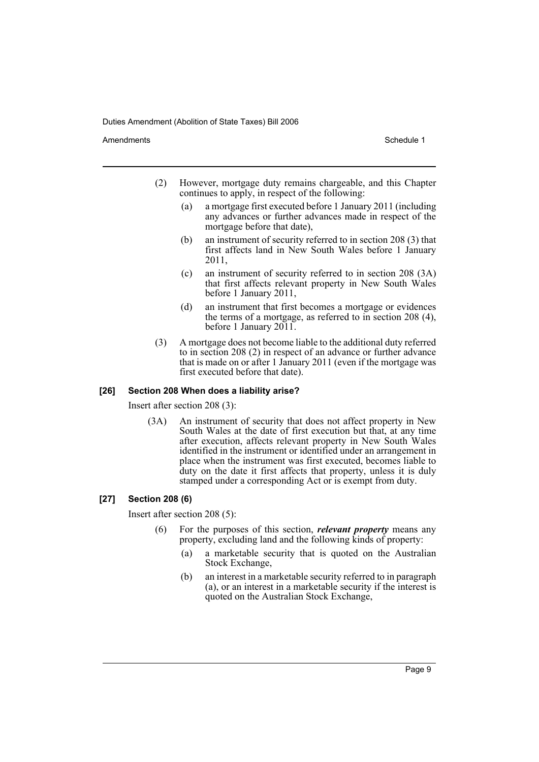(2) However, mortgage duty remains chargeable, and this Chapter continues to apply, in respect of the following:

- (a) a mortgage first executed before 1 January 2011 (including any advances or further advances made in respect of the mortgage before that date),
- (b) an instrument of security referred to in section 208 (3) that first affects land in New South Wales before 1 January 2011,
- (c) an instrument of security referred to in section 208 (3A) that first affects relevant property in New South Wales before 1 January 2011,
- (d) an instrument that first becomes a mortgage or evidences the terms of a mortgage, as referred to in section 208 (4), before 1 January 2011.

(3) A mortgage does not become liable to the additional duty referred to in section 208 (2) in respect of an advance or further advance that is made on or after 1 January 2011 (even if the mortgage was first executed before that date).

#### [26] Section 208 When does a liability arise?

Insert after section 208 (3):

(3A) An instrument of security that does not affect property in New South Wales at the date of first execution but that, at any time after execution, affects relevant property in New South Wales identified in the instrument or identified under an arrangement in place when the instrument was first executed, becomes liable to duty on the date it first affects that property, unless it is duly stamped under a corresponding Act or is exempt from duty.

#### [27] Section 208 (6)

Insert after section 208 (5):

(6) For the purposes of this section, ***relevant property*** means any property, excluding land and the following kinds of property:

- (a) a marketable security that is quoted on the Australian Stock Exchange,
- (b) an interest in a marketable security referred to in paragraph (a), or an interest in a marketable security if the interest is quoted on the Australian Stock Exchange,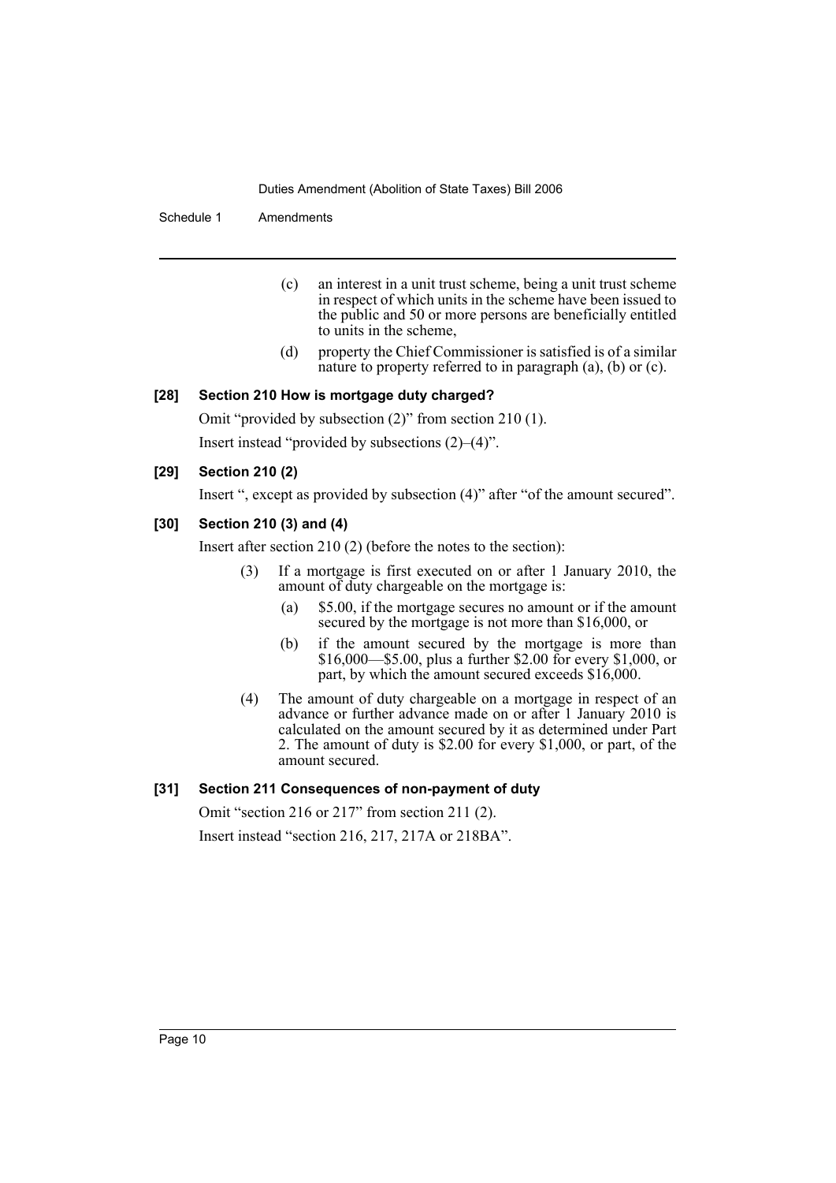(c) an interest in a unit trust scheme, being a unit trust scheme in respect of which units in the scheme have been issued to the public and 50 or more persons are beneficially entitled to units in the scheme,

(d) property the Chief Commissioner is satisfied is of a similar nature to property referred to in paragraph (a), (b) or (c).

### [28] Section 210 How is mortgage duty charged?

Omit "provided by subsection (2)" from section 210 (1).

Insert instead "provided by subsections (2)–(4)".

### [29] Section 210 (2)

Insert ", except as provided by subsection (4)" after "of the amount secured".

### [30] Section 210 (3) and (4)

Insert after section 210 (2) (before the notes to the section):

(3) If a mortgage is first executed on or after 1 January 2010, the amount of duty chargeable on the mortgage is:

(a) $5.00, if the mortgage secures no amount or if the amount secured by the mortgage is not more than $16,000, or

(b) if the amount secured by the mortgage is more than $16,000—$5.00, plus a further $2.00 for every $1,000, or part, by which the amount secured exceeds $16,000.

(4) The amount of duty chargeable on a mortgage in respect of an advance or further advance made on or after 1 January 2010 is calculated on the amount secured by it as determined under Part 2. The amount of duty is $2.00 for every $1,000, or part, of the amount secured.

### [31] Section 211 Consequences of non-payment of duty

Omit "section 216 or 217" from section 211 (2).

Insert instead "section 216, 217, 217A or 218BA".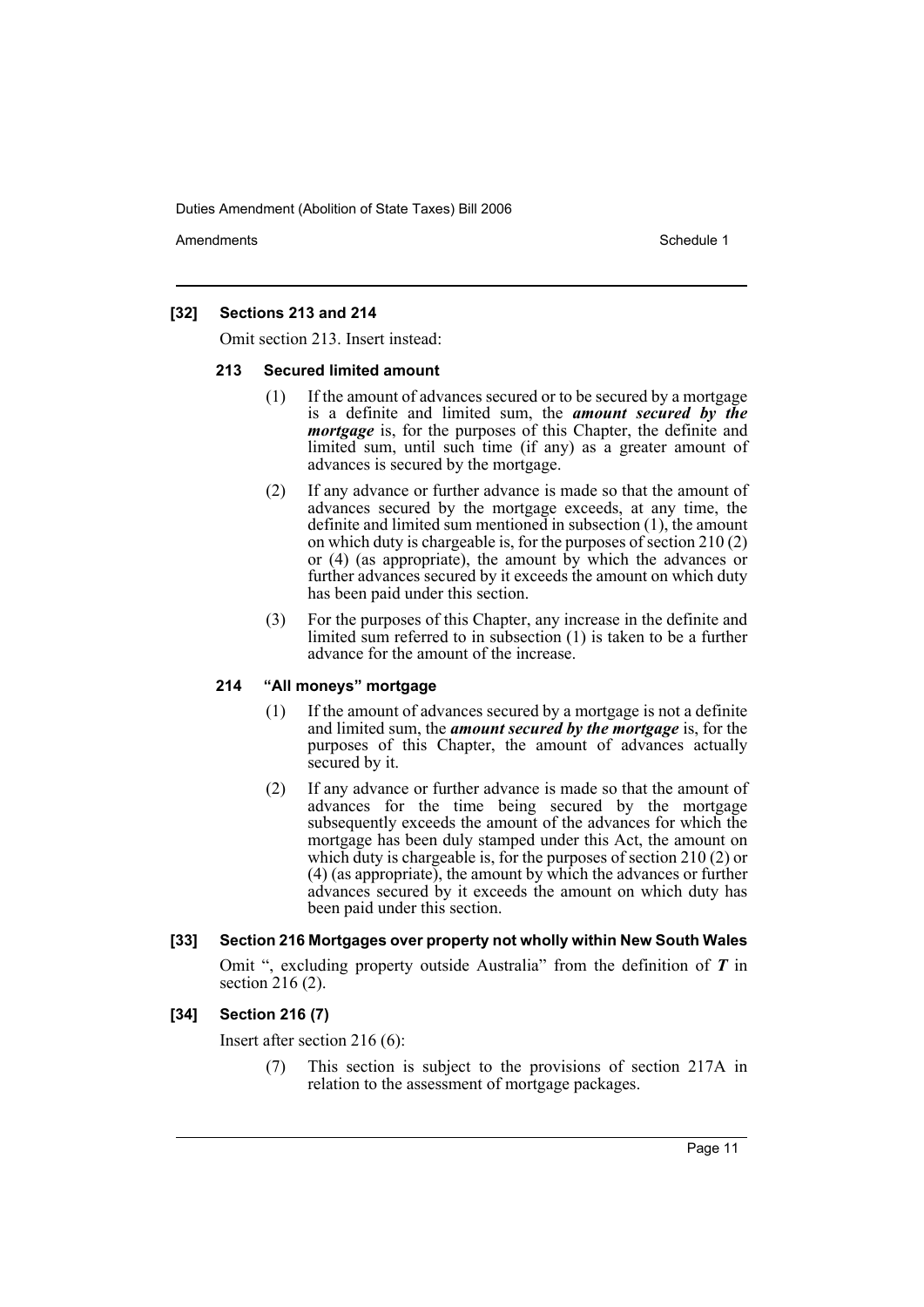### [32] Sections 213 and 214

Omit section 213. Insert instead:

#### 213 Secured limited amount

(1) If the amount of advances secured or to be secured by a mortgage is a definite and limited sum, the ***amount secured by the mortgage*** is, for the purposes of this Chapter, the definite and limited sum, until such time (if any) as a greater amount of advances is secured by the mortgage.

(2) If any advance or further advance is made so that the amount of advances secured by the mortgage exceeds, at any time, the definite and limited sum mentioned in subsection (1), the amount on which duty is chargeable is, for the purposes of section 210 (2) or (4) (as appropriate), the amount by which the advances or further advances secured by it exceeds the amount on which duty has been paid under this section.

(3) For the purposes of this Chapter, any increase in the definite and limited sum referred to in subsection (1) is taken to be a further advance for the amount of the increase.

#### 214 "All moneys" mortgage

(1) If the amount of advances secured by a mortgage is not a definite and limited sum, the ***amount secured by the mortgage*** is, for the purposes of this Chapter, the amount of advances actually secured by it.

(2) If any advance or further advance is made so that the amount of advances for the time being secured by the mortgage subsequently exceeds the amount of the advances for which the mortgage has been duly stamped under this Act, the amount on which duty is chargeable is, for the purposes of section 210 (2) or (4) (as appropriate), the amount by which the advances or further advances secured by it exceeds the amount on which duty has been paid under this section.

### [33] Section 216 Mortgages over property not wholly within New South Wales

Omit ", excluding property outside Australia" from the definition of ***T*** in section 216 (2).

### [34] Section 216 (7)

Insert after section 216 (6):

(7) This section is subject to the provisions of section 217A in relation to the assessment of mortgage packages.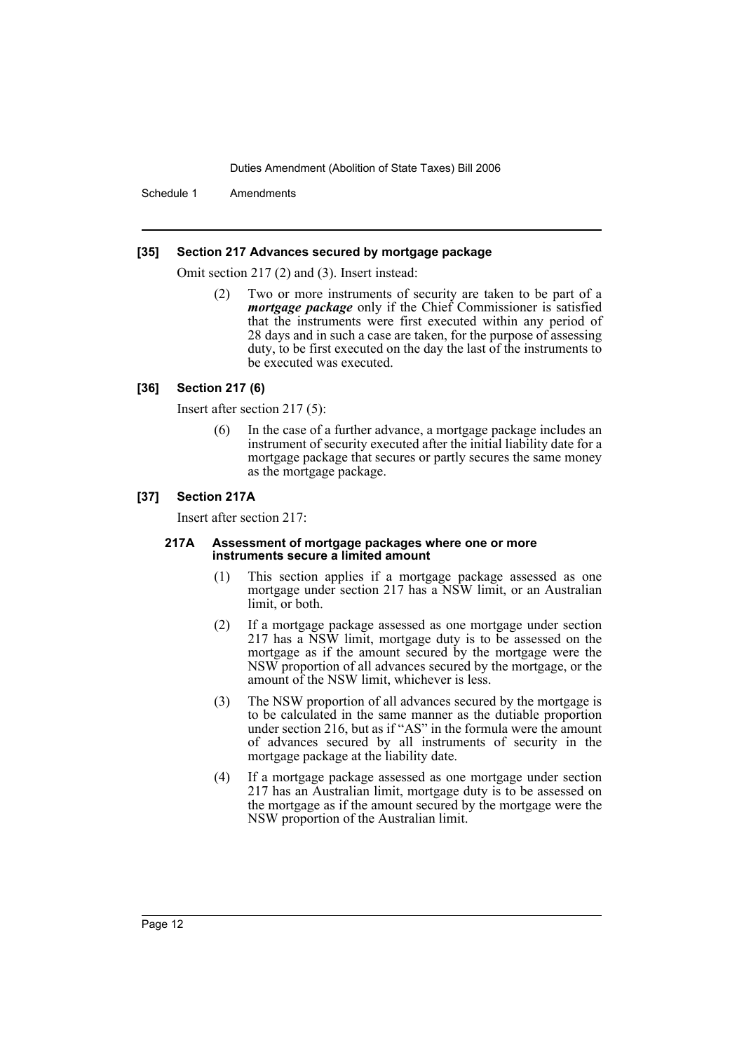#### [35] Section 217 Advances secured by mortgage package

Omit section 217 (2) and (3). Insert instead:

(2) Two or more instruments of security are taken to be part of a ***mortgage package*** only if the Chief Commissioner is satisfied that the instruments were first executed within any period of 28 days and in such a case are taken, for the purpose of assessing duty, to be first executed on the day the last of the instruments to be executed was executed.

#### [36] Section 217 (6)

Insert after section 217 (5):

(6) In the case of a further advance, a mortgage package includes an instrument of security executed after the initial liability date for a mortgage package that secures or partly secures the same money as the mortgage package.

#### [37] Section 217A

Insert after section 217:

**217A Assessment of mortgage packages where one or more instruments secure a limited amount**

(1) This section applies if a mortgage package assessed as one mortgage under section 217 has a NSW limit, or an Australian limit, or both.

(2) If a mortgage package assessed as one mortgage under section 217 has a NSW limit, mortgage duty is to be assessed on the mortgage as if the amount secured by the mortgage were the NSW proportion of all advances secured by the mortgage, or the amount of the NSW limit, whichever is less.

(3) The NSW proportion of all advances secured by the mortgage is to be calculated in the same manner as the dutiable proportion under section 216, but as if "AS" in the formula were the amount of advances secured by all instruments of security in the mortgage package at the liability date.

(4) If a mortgage package assessed as one mortgage under section 217 has an Australian limit, mortgage duty is to be assessed on the mortgage as if the amount secured by the mortgage were the NSW proportion of the Australian limit.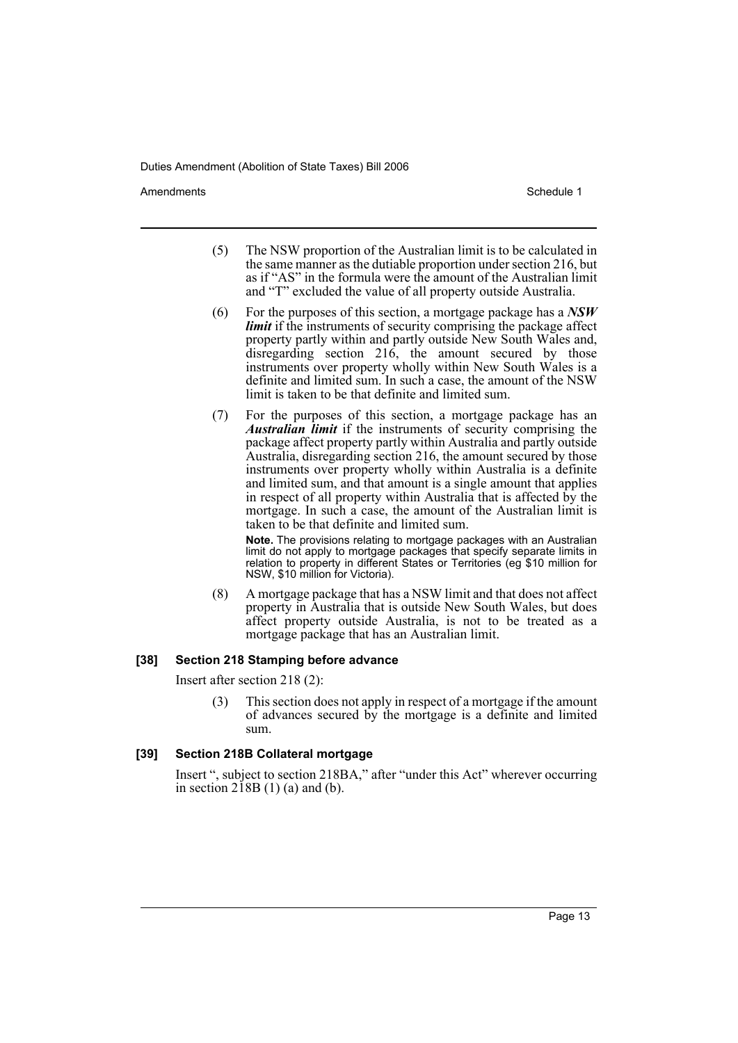(5) The NSW proportion of the Australian limit is to be calculated in the same manner as the dutiable proportion under section 216, but as if "AS" in the formula were the amount of the Australian limit and "T" excluded the value of all property outside Australia.

(6) For the purposes of this section, a mortgage package has a ***NSW limit*** if the instruments of security comprising the package affect property partly within and partly outside New South Wales and, disregarding section 216, the amount secured by those instruments over property wholly within New South Wales is a definite and limited sum. In such a case, the amount of the NSW limit is taken to be that definite and limited sum.

(7) For the purposes of this section, a mortgage package has an ***Australian limit*** if the instruments of security comprising the package affect property partly within Australia and partly outside Australia, disregarding section 216, the amount secured by those instruments over property wholly within Australia is a definite and limited sum, and that amount is a single amount that applies in respect of all property within Australia that is affected by the mortgage. In such a case, the amount of the Australian limit is taken to be that definite and limited sum.

**Note.** The provisions relating to mortgage packages with an Australian limit do not apply to mortgage packages that specify separate limits in relation to property in different States or Territories (eg $10 million for NSW, $10 million for Victoria).

(8) A mortgage package that has a NSW limit and that does not affect property in Australia that is outside New South Wales, but does affect property outside Australia, is not to be treated as a mortgage package that has an Australian limit.

#### [38] Section 218 Stamping before advance

Insert after section 218 (2):

(3) This section does not apply in respect of a mortgage if the amount of advances secured by the mortgage is a definite and limited sum.

#### [39] Section 218B Collateral mortgage

Insert ", subject to section 218BA," after "under this Act" wherever occurring in section 218B (1) (a) and (b).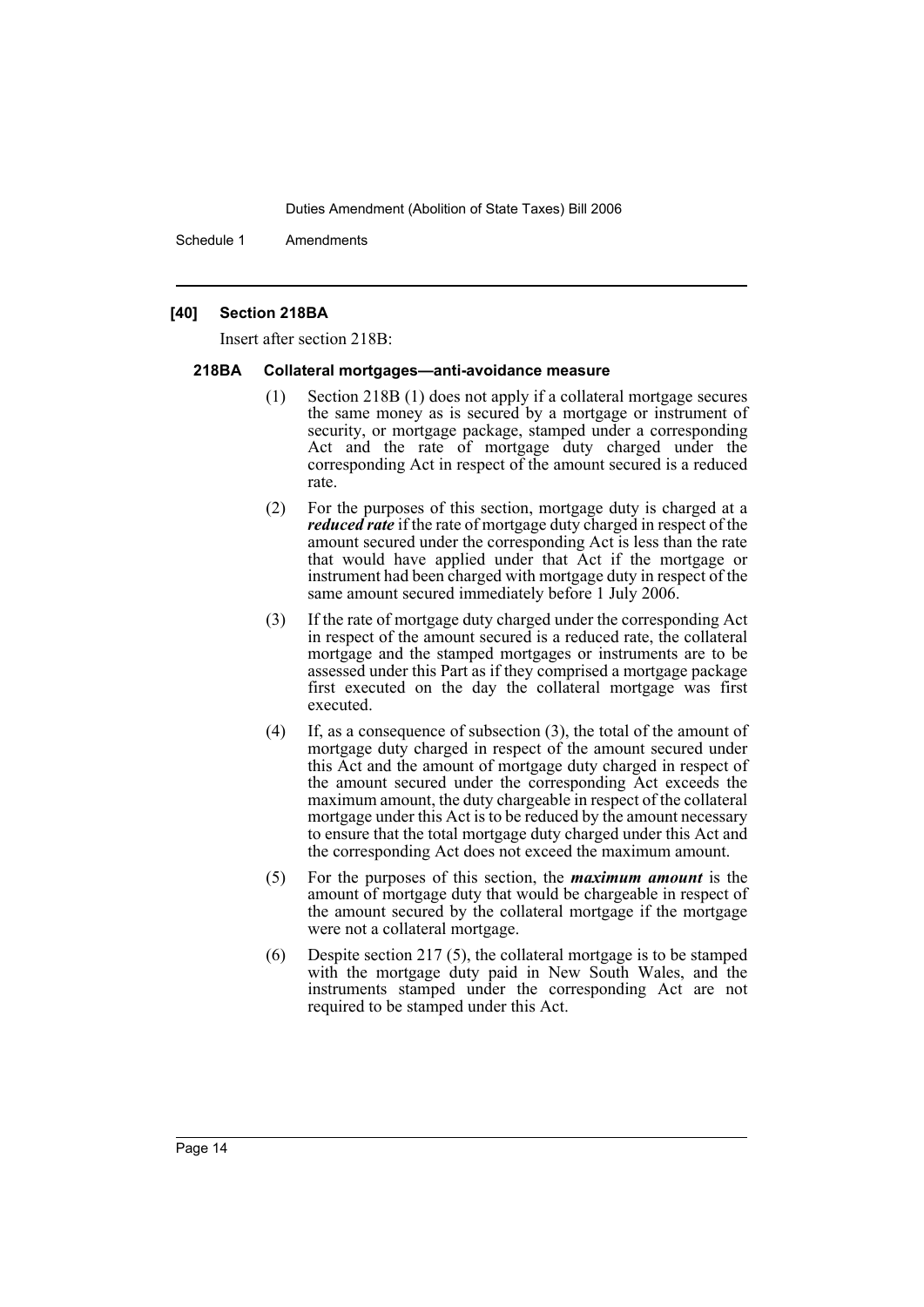#### [40] Section 218BA

Insert after section 218B:

##### 218BA Collateral mortgages—anti-avoidance measure

(1) Section 218B (1) does not apply if a collateral mortgage secures the same money as is secured by a mortgage or instrument of security, or mortgage package, stamped under a corresponding Act and the rate of mortgage duty charged under the corresponding Act in respect of the amount secured is a reduced rate.

(2) For the purposes of this section, mortgage duty is charged at a ***reduced rate*** if the rate of mortgage duty charged in respect of the amount secured under the corresponding Act is less than the rate that would have applied under that Act if the mortgage or instrument had been charged with mortgage duty in respect of the same amount secured immediately before 1 July 2006.

(3) If the rate of mortgage duty charged under the corresponding Act in respect of the amount secured is a reduced rate, the collateral mortgage and the stamped mortgages or instruments are to be assessed under this Part as if they comprised a mortgage package first executed on the day the collateral mortgage was first executed.

(4) If, as a consequence of subsection (3), the total of the amount of mortgage duty charged in respect of the amount secured under this Act and the amount of mortgage duty charged in respect of the amount secured under the corresponding Act exceeds the maximum amount, the duty chargeable in respect of the collateral mortgage under this Act is to be reduced by the amount necessary to ensure that the total mortgage duty charged under this Act and the corresponding Act does not exceed the maximum amount.

(5) For the purposes of this section, the ***maximum amount*** is the amount of mortgage duty that would be chargeable in respect of the amount secured by the collateral mortgage if the mortgage were not a collateral mortgage.

(6) Despite section 217 (5), the collateral mortgage is to be stamped with the mortgage duty paid in New South Wales, and the instruments stamped under the corresponding Act are not required to be stamped under this Act.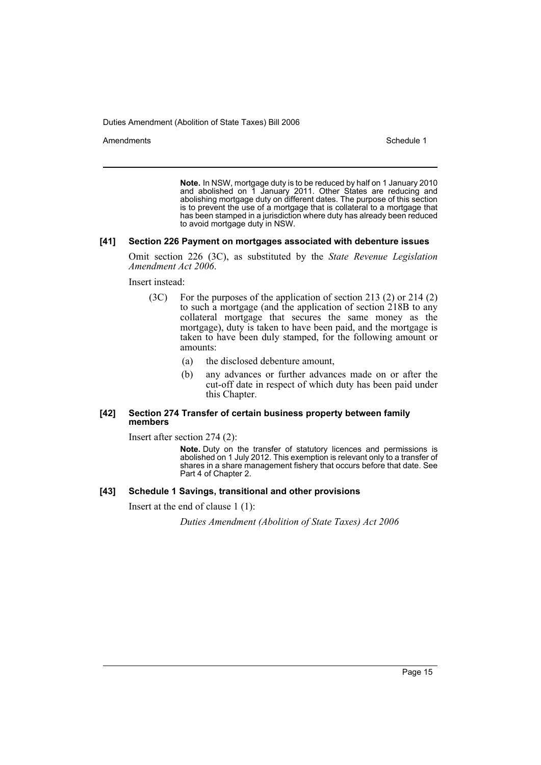**Note.** In NSW, mortgage duty is to be reduced by half on 1 January 2010 and abolished on 1 January 2011. Other States are reducing and abolishing mortgage duty on different dates. The purpose of this section is to prevent the use of a mortgage that is collateral to a mortgage that has been stamped in a jurisdiction where duty has already been reduced to avoid mortgage duty in NSW.

### [41] Section 226 Payment on mortgages associated with debenture issues

Omit section 226 (3C), as substituted by the *State Revenue Legislation Amendment Act 2006*.

Insert instead:

(3C) For the purposes of the application of section 213 (2) or 214 (2) to such a mortgage (and the application of section 218B to any collateral mortgage that secures the same money as the mortgage), duty is taken to have been paid, and the mortgage is taken to have been duly stamped, for the following amount or amounts:

(a) the disclosed debenture amount,

(b) any advances or further advances made on or after the cut-off date in respect of which duty has been paid under this Chapter.

### [42] Section 274 Transfer of certain business property between family members

Insert after section 274 (2):

**Note.** Duty on the transfer of statutory licences and permissions is abolished on 1 July 2012. This exemption is relevant only to a transfer of shares in a share management fishery that occurs before that date. See Part 4 of Chapter 2.

### [43] Schedule 1 Savings, transitional and other provisions

Insert at the end of clause 1 (1):

*Duties Amendment (Abolition of State Taxes) Act 2006*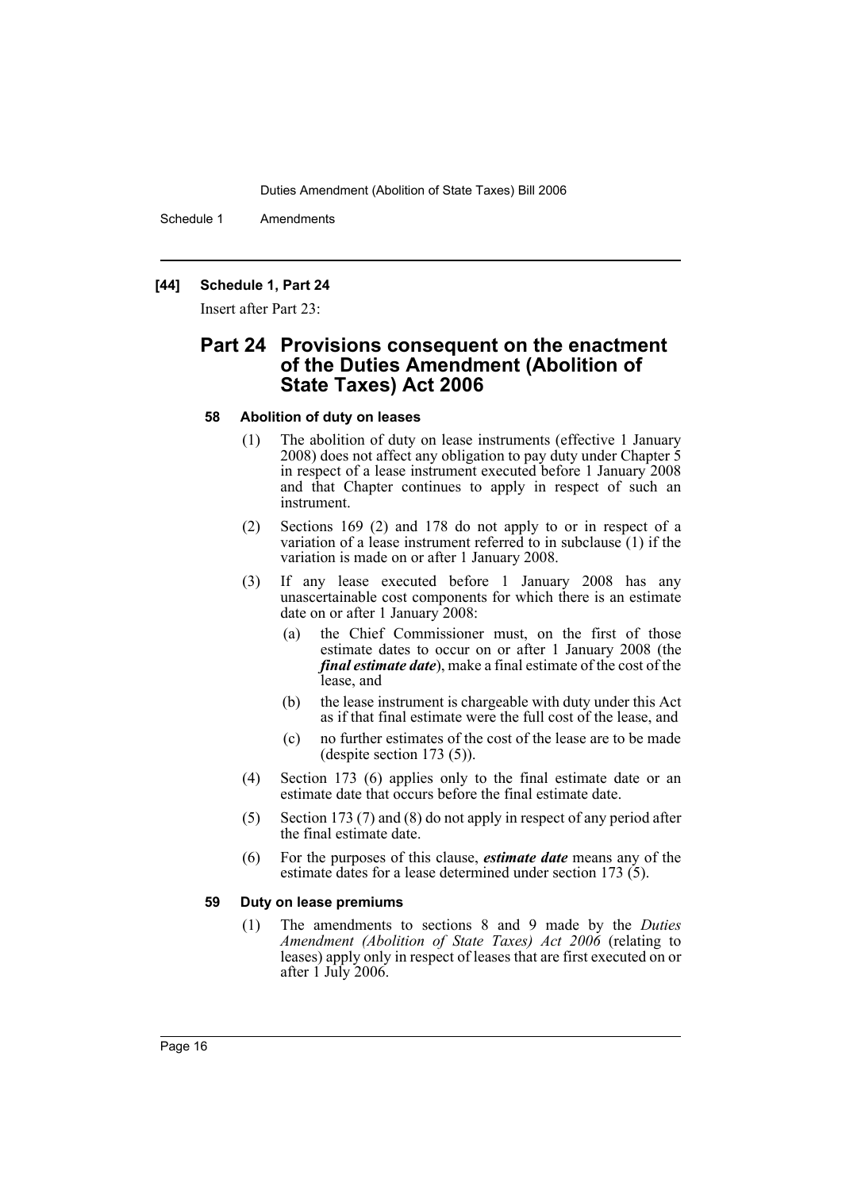**[44] Schedule 1, Part 24**

Insert after Part 23:

## Part 24 Provisions consequent on the enactment of the Duties Amendment (Abolition of State Taxes) Act 2006

### 58 Abolition of duty on leases

(1) The abolition of duty on lease instruments (effective 1 January 2008) does not affect any obligation to pay duty under Chapter 5 in respect of a lease instrument executed before 1 January 2008 and that Chapter continues to apply in respect of such an instrument.

(2) Sections 169 (2) and 178 do not apply to or in respect of a variation of a lease instrument referred to in subclause (1) if the variation is made on or after 1 January 2008.

(3) If any lease executed before 1 January 2008 has any unascertainable cost components for which there is an estimate date on or after 1 January 2008:

- (a) the Chief Commissioner must, on the first of those estimate dates to occur on or after 1 January 2008 (the ***final estimate date***), make a final estimate of the cost of the lease, and
- (b) the lease instrument is chargeable with duty under this Act as if that final estimate were the full cost of the lease, and
- (c) no further estimates of the cost of the lease are to be made (despite section 173 (5)).

(4) Section 173 (6) applies only to the final estimate date or an estimate date that occurs before the final estimate date.

(5) Section 173 (7) and (8) do not apply in respect of any period after the final estimate date.

(6) For the purposes of this clause, ***estimate date*** means any of the estimate dates for a lease determined under section 173 (5).

### 59 Duty on lease premiums

(1) The amendments to sections 8 and 9 made by the *Duties Amendment (Abolition of State Taxes) Act 2006* (relating to leases) apply only in respect of leases that are first executed on or after 1 July 2006.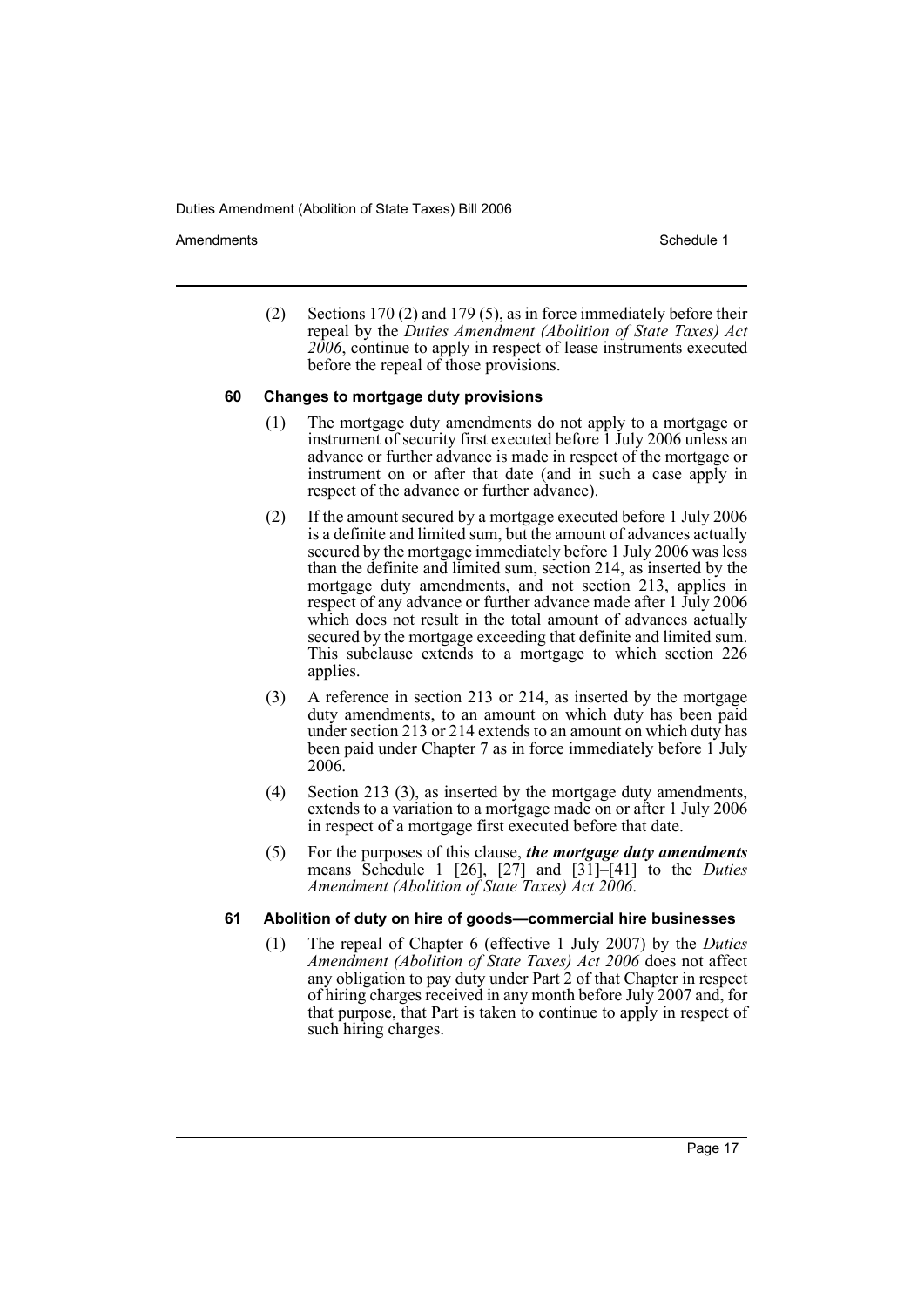(2) Sections 170 (2) and 179 (5), as in force immediately before their repeal by the *Duties Amendment (Abolition of State Taxes) Act 2006*, continue to apply in respect of lease instruments executed before the repeal of those provisions.

### 60 Changes to mortgage duty provisions

(1) The mortgage duty amendments do not apply to a mortgage or instrument of security first executed before 1 July 2006 unless an advance or further advance is made in respect of the mortgage or instrument on or after that date (and in such a case apply in respect of the advance or further advance).

(2) If the amount secured by a mortgage executed before 1 July 2006 is a definite and limited sum, but the amount of advances actually secured by the mortgage immediately before 1 July 2006 was less than the definite and limited sum, section 214, as inserted by the mortgage duty amendments, and not section 213, applies in respect of any advance or further advance made after 1 July 2006 which does not result in the total amount of advances actually secured by the mortgage exceeding that definite and limited sum. This subclause extends to a mortgage to which section 226 applies.

(3) A reference in section 213 or 214, as inserted by the mortgage duty amendments, to an amount on which duty has been paid under section 213 or 214 extends to an amount on which duty has been paid under Chapter 7 as in force immediately before 1 July 2006.

(4) Section 213 (3), as inserted by the mortgage duty amendments, extends to a variation to a mortgage made on or after 1 July 2006 in respect of a mortgage first executed before that date.

(5) For the purposes of this clause, ***the mortgage duty amendments*** means Schedule 1 [26], [27] and [31]–[41] to the *Duties Amendment (Abolition of State Taxes) Act 2006*.

### 61 Abolition of duty on hire of goods—commercial hire businesses

(1) The repeal of Chapter 6 (effective 1 July 2007) by the *Duties Amendment (Abolition of State Taxes) Act 2006* does not affect any obligation to pay duty under Part 2 of that Chapter in respect of hiring charges received in any month before July 2007 and, for that purpose, that Part is taken to continue to apply in respect of such hiring charges.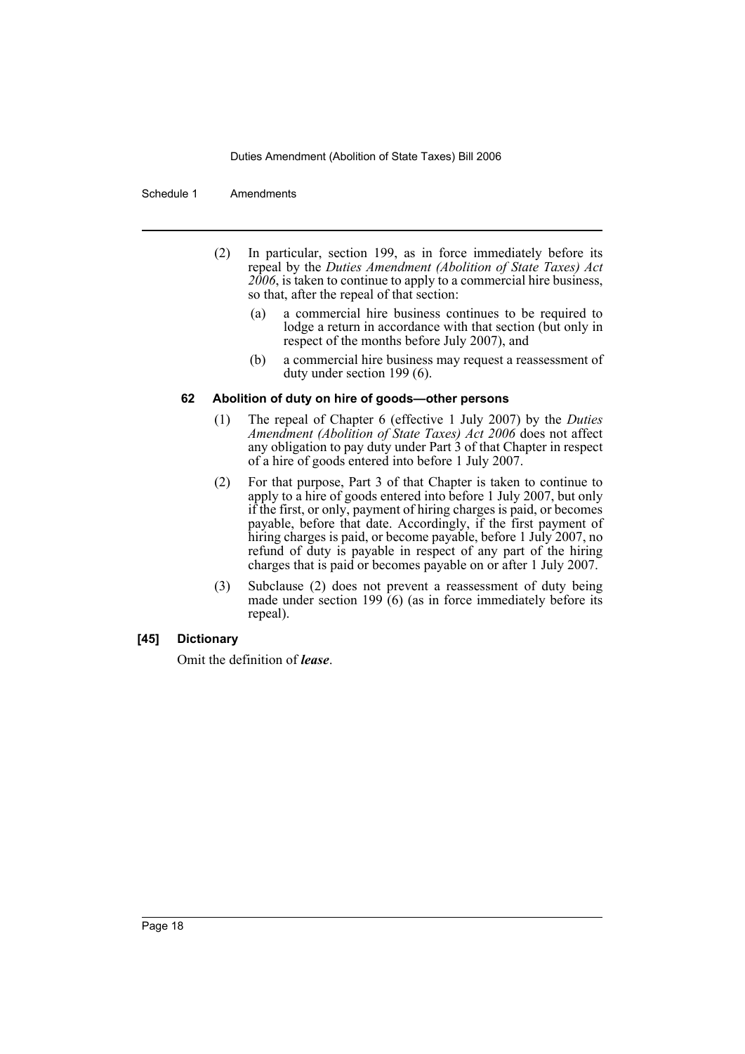(2) In particular, section 199, as in force immediately before its repeal by the *Duties Amendment (Abolition of State Taxes) Act 2006*, is taken to continue to apply to a commercial hire business, so that, after the repeal of that section:

(a) a commercial hire business continues to be required to lodge a return in accordance with that section (but only in respect of the months before July 2007), and

(b) a commercial hire business may request a reassessment of duty under section 199 (6).

#### 62 Abolition of duty on hire of goods—other persons

(1) The repeal of Chapter 6 (effective 1 July 2007) by the *Duties Amendment (Abolition of State Taxes) Act 2006* does not affect any obligation to pay duty under Part 3 of that Chapter in respect of a hire of goods entered into before 1 July 2007.

(2) For that purpose, Part 3 of that Chapter is taken to continue to apply to a hire of goods entered into before 1 July 2007, but only if the first, or only, payment of hiring charges is paid, or becomes payable, before that date. Accordingly, if the first payment of hiring charges is paid, or become payable, before 1 July 2007, no refund of duty is payable in respect of any part of the hiring charges that is paid or becomes payable on or after 1 July 2007.

(3) Subclause (2) does not prevent a reassessment of duty being made under section 199 (6) (as in force immediately before its repeal).

### [45] Dictionary

Omit the definition of ***lease***.